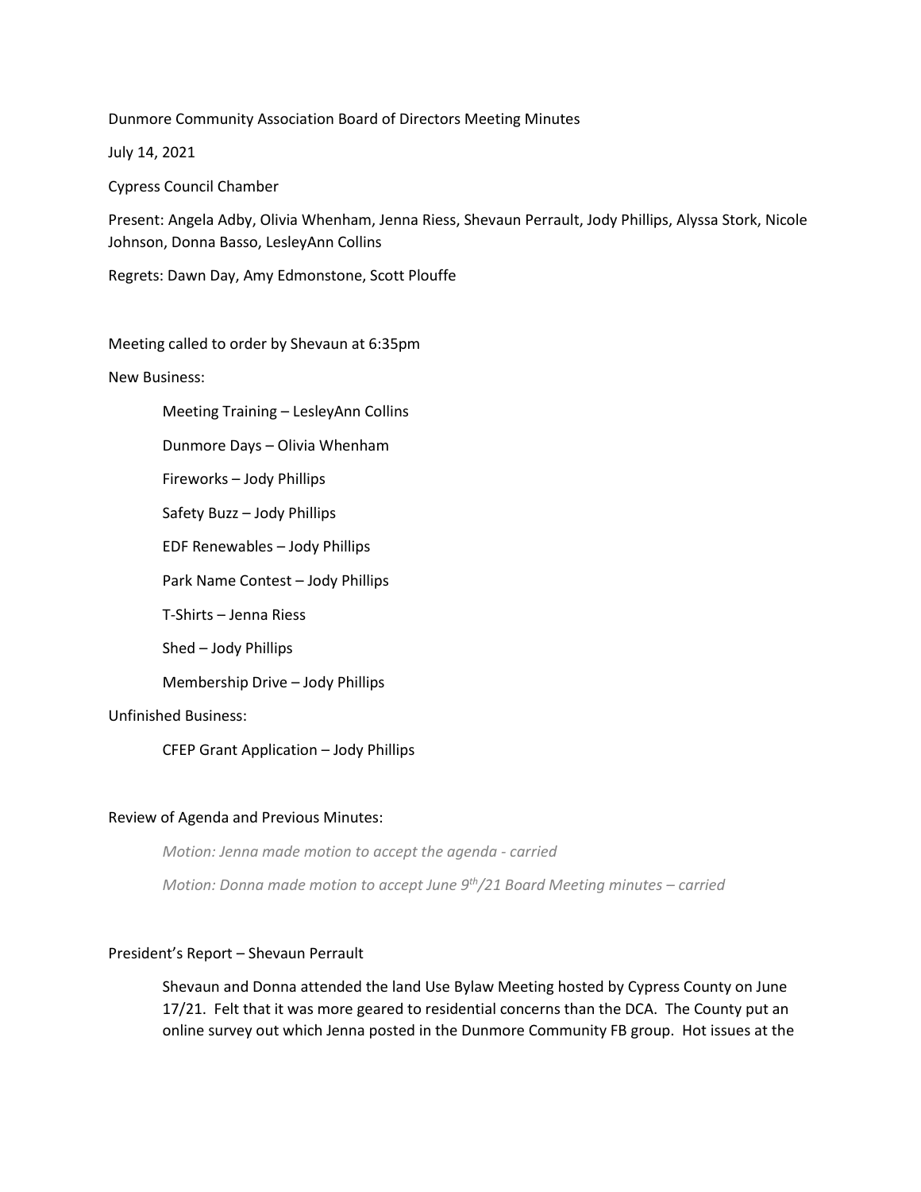Dunmore Community Association Board of Directors Meeting Minutes

July 14, 2021

Cypress Council Chamber

Present: Angela Adby, Olivia Whenham, Jenna Riess, Shevaun Perrault, Jody Phillips, Alyssa Stork, Nicole Johnson, Donna Basso, LesleyAnn Collins

Regrets: Dawn Day, Amy Edmonstone, Scott Plouffe

Meeting called to order by Shevaun at 6:35pm

New Business:

> Meeting Training – LesleyAnn Collins
>
> Dunmore Days – Olivia Whenham
>
> Fireworks – Jody Phillips
>
> Safety Buzz – Jody Phillips
>
> EDF Renewables – Jody Phillips
>
> Park Name Contest – Jody Phillips
>
> T-Shirts – Jenna Riess
>
> Shed – Jody Phillips
>
> Membership Drive – Jody Phillips

Unfinished Business:

> CFEP Grant Application – Jody Phillips

Review of Agenda and Previous Minutes:

> *Motion: Jenna made motion to accept the agenda - carried*
>
> *Motion: Donna made motion to accept June 9th/21 Board Meeting minutes – carried*

President's Report – Shevaun Perrault

> Shevaun and Donna attended the land Use Bylaw Meeting hosted by Cypress County on June 17/21. Felt that it was more geared to residential concerns than the DCA. The County put an online survey out which Jenna posted in the Dunmore Community FB group. Hot issues at the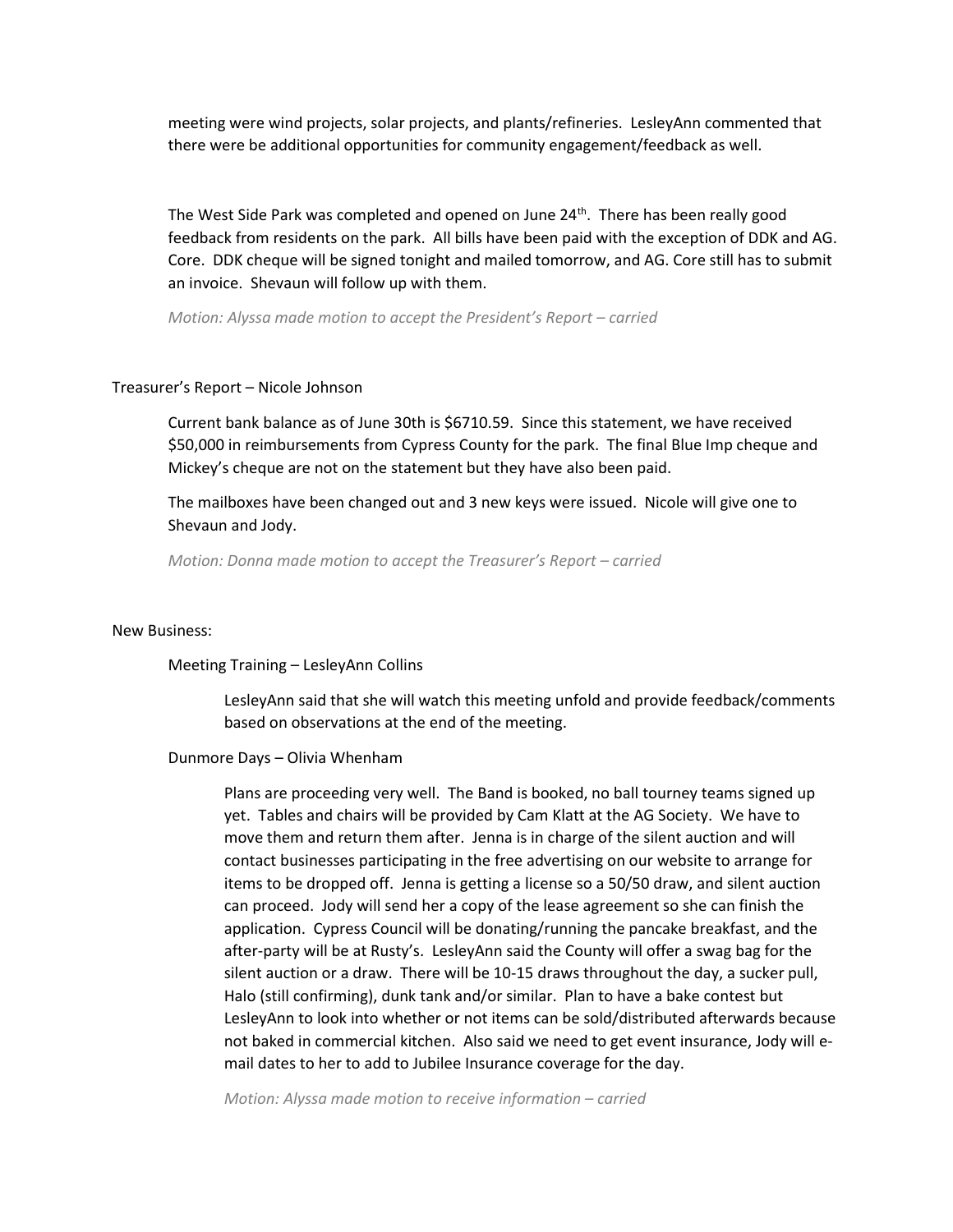meeting were wind projects, solar projects, and plants/refineries. LesleyAnn commented that there were be additional opportunities for community engagement/feedback as well.

The West Side Park was completed and opened on June 24th. There has been really good feedback from residents on the park. All bills have been paid with the exception of DDK and AG. Core. DDK cheque will be signed tonight and mailed tomorrow, and AG. Core still has to submit an invoice. Shevaun will follow up with them.

*Motion: Alyssa made motion to accept the President's Report – carried*

Treasurer's Report – Nicole Johnson

Current bank balance as of June 30th is $6710.59. Since this statement, we have received $50,000 in reimbursements from Cypress County for the park. The final Blue Imp cheque and Mickey's cheque are not on the statement but they have also been paid.

The mailboxes have been changed out and 3 new keys were issued. Nicole will give one to Shevaun and Jody.

*Motion: Donna made motion to accept the Treasurer's Report – carried*

New Business:

Meeting Training – LesleyAnn Collins

LesleyAnn said that she will watch this meeting unfold and provide feedback/comments based on observations at the end of the meeting.

Dunmore Days – Olivia Whenham

Plans are proceeding very well. The Band is booked, no ball tourney teams signed up yet. Tables and chairs will be provided by Cam Klatt at the AG Society. We have to move them and return them after. Jenna is in charge of the silent auction and will contact businesses participating in the free advertising on our website to arrange for items to be dropped off. Jenna is getting a license so a 50/50 draw, and silent auction can proceed. Jody will send her a copy of the lease agreement so she can finish the application. Cypress Council will be donating/running the pancake breakfast, and the after-party will be at Rusty's. LesleyAnn said the County will offer a swag bag for the silent auction or a draw. There will be 10-15 draws throughout the day, a sucker pull, Halo (still confirming), dunk tank and/or similar. Plan to have a bake contest but LesleyAnn to look into whether or not items can be sold/distributed afterwards because not baked in commercial kitchen. Also said we need to get event insurance, Jody will e-mail dates to her to add to Jubilee Insurance coverage for the day.

*Motion: Alyssa made motion to receive information – carried*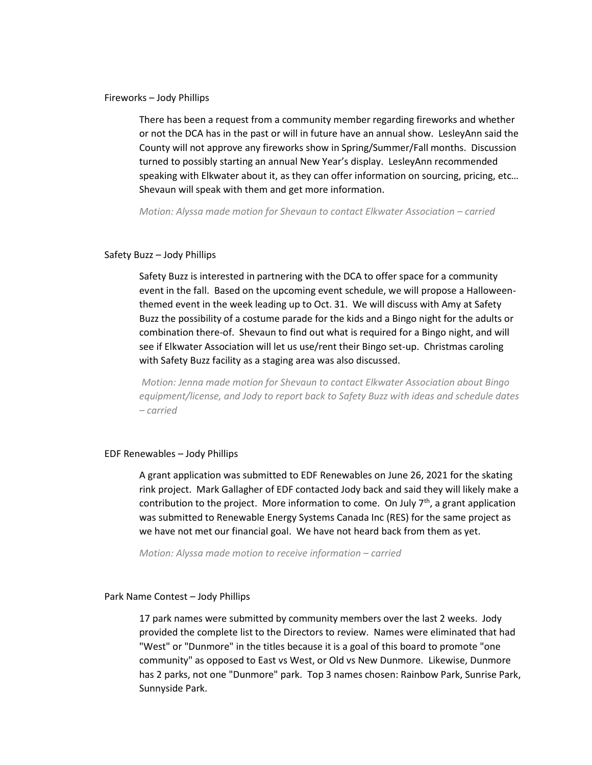Fireworks – Jody Phillips

There has been a request from a community member regarding fireworks and whether or not the DCA has in the past or will in future have an annual show. LesleyAnn said the County will not approve any fireworks show in Spring/Summer/Fall months. Discussion turned to possibly starting an annual New Year's display. LesleyAnn recommended speaking with Elkwater about it, as they can offer information on sourcing, pricing, etc… Shevaun will speak with them and get more information.

*Motion: Alyssa made motion for Shevaun to contact Elkwater Association – carried*

Safety Buzz – Jody Phillips

Safety Buzz is interested in partnering with the DCA to offer space for a community event in the fall. Based on the upcoming event schedule, we will propose a Halloween-themed event in the week leading up to Oct. 31. We will discuss with Amy at Safety Buzz the possibility of a costume parade for the kids and a Bingo night for the adults or combination there-of. Shevaun to find out what is required for a Bingo night, and will see if Elkwater Association will let us use/rent their Bingo set-up. Christmas caroling with Safety Buzz facility as a staging area was also discussed.

*Motion: Jenna made motion for Shevaun to contact Elkwater Association about Bingo equipment/license, and Jody to report back to Safety Buzz with ideas and schedule dates – carried*

EDF Renewables – Jody Phillips

A grant application was submitted to EDF Renewables on June 26, 2021 for the skating rink project. Mark Gallagher of EDF contacted Jody back and said they will likely make a contribution to the project. More information to come. On July 7th, a grant application was submitted to Renewable Energy Systems Canada Inc (RES) for the same project as we have not met our financial goal. We have not heard back from them as yet.

*Motion: Alyssa made motion to receive information – carried*

Park Name Contest – Jody Phillips

17 park names were submitted by community members over the last 2 weeks. Jody provided the complete list to the Directors to review. Names were eliminated that had "West" or "Dunmore" in the titles because it is a goal of this board to promote "one community" as opposed to East vs West, or Old vs New Dunmore. Likewise, Dunmore has 2 parks, not one "Dunmore" park. Top 3 names chosen: Rainbow Park, Sunrise Park, Sunnyside Park.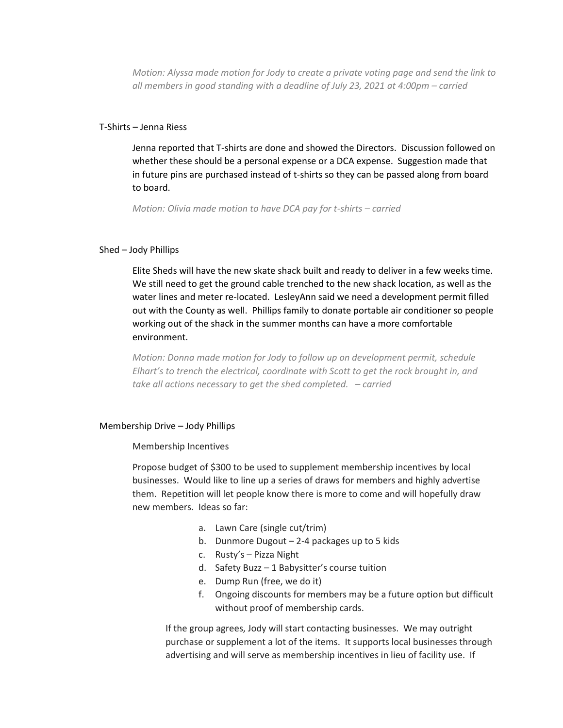*Motion: Alyssa made motion for Jody to create a private voting page and send the link to all members in good standing with a deadline of July 23, 2021 at 4:00pm – carried*

T-Shirts – Jenna Riess

Jenna reported that T-shirts are done and showed the Directors. Discussion followed on whether these should be a personal expense or a DCA expense. Suggestion made that in future pins are purchased instead of t-shirts so they can be passed along from board to board.

*Motion: Olivia made motion to have DCA pay for t-shirts – carried*

Shed – Jody Phillips

Elite Sheds will have the new skate shack built and ready to deliver in a few weeks time. We still need to get the ground cable trenched to the new shack location, as well as the water lines and meter re-located. LesleyAnn said we need a development permit filled out with the County as well. Phillips family to donate portable air conditioner so people working out of the shack in the summer months can have a more comfortable environment.

*Motion: Donna made motion for Jody to follow up on development permit, schedule Elhart's to trench the electrical, coordinate with Scott to get the rock brought in, and take all actions necessary to get the shed completed. – carried*

Membership Drive – Jody Phillips

Membership Incentives

Propose budget of $300 to be used to supplement membership incentives by local businesses. Would like to line up a series of draws for members and highly advertise them. Repetition will let people know there is more to come and will hopefully draw new members. Ideas so far:

a. Lawn Care (single cut/trim)
b. Dunmore Dugout – 2-4 packages up to 5 kids
c. Rusty's – Pizza Night
d. Safety Buzz – 1 Babysitter's course tuition
e. Dump Run (free, we do it)
f. Ongoing discounts for members may be a future option but difficult without proof of membership cards.

If the group agrees, Jody will start contacting businesses. We may outright purchase or supplement a lot of the items. It supports local businesses through advertising and will serve as membership incentives in lieu of facility use. If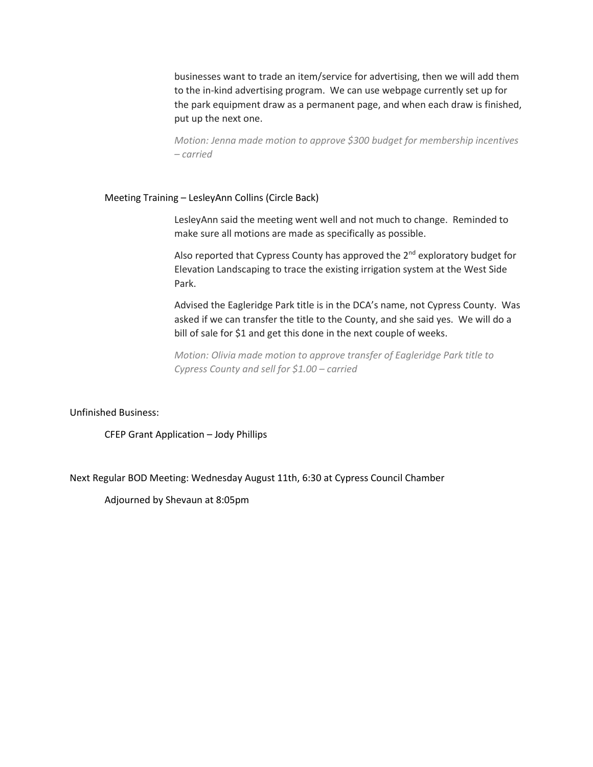businesses want to trade an item/service for advertising, then we will add them to the in-kind advertising program. We can use webpage currently set up for the park equipment draw as a permanent page, and when each draw is finished, put up the next one.

*Motion: Jenna made motion to approve $300 budget for membership incentives – carried*

Meeting Training – LesleyAnn Collins (Circle Back)

LesleyAnn said the meeting went well and not much to change. Reminded to make sure all motions are made as specifically as possible.

Also reported that Cypress County has approved the 2nd exploratory budget for Elevation Landscaping to trace the existing irrigation system at the West Side Park.

Advised the Eagleridge Park title is in the DCA's name, not Cypress County. Was asked if we can transfer the title to the County, and she said yes. We will do a bill of sale for $1 and get this done in the next couple of weeks.

*Motion: Olivia made motion to approve transfer of Eagleridge Park title to Cypress County and sell for $1.00 – carried*

Unfinished Business:

CFEP Grant Application – Jody Phillips

Next Regular BOD Meeting: Wednesday August 11th, 6:30 at Cypress Council Chamber

Adjourned by Shevaun at 8:05pm